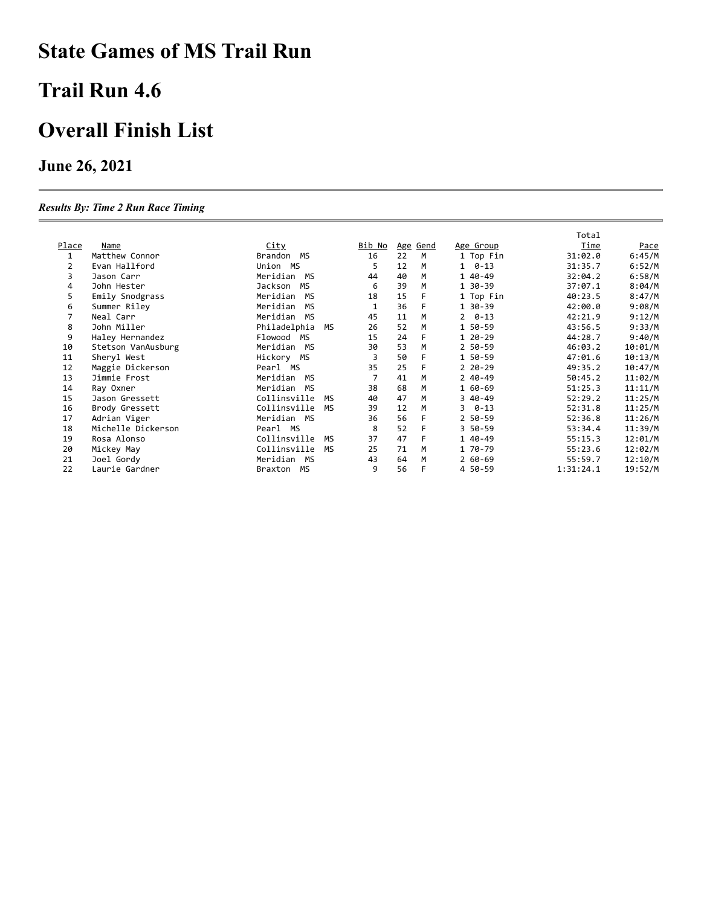# State Games of MS Trail Run

# Trail Run 4.6

# Overall Finish List

### June 26, 2021

***Results By: Time 2 Run Race Timing***

| Place | Name | City | Bib No | Age | Gend | Age Group | Total Time | Pace |
|---|---|---|---|---|---|---|---|---|
| 1 | Matthew Connor | Brandon MS | 16 | 22 | M | 1 Top Fin | 31:02.0 | 6:45/M |
| 2 | Evan Hallford | Union MS | 5 | 12 | M | 1 0-13 | 31:35.7 | 6:52/M |
| 3 | Jason Carr | Meridian MS | 44 | 40 | M | 1 40-49 | 32:04.2 | 6:58/M |
| 4 | John Hester | Jackson MS | 6 | 39 | M | 1 30-39 | 37:07.1 | 8:04/M |
| 5 | Emily Snodgrass | Meridian MS | 18 | 15 | F | 1 Top Fin | 40:23.5 | 8:47/M |
| 6 | Summer Riley | Meridian MS | 1 | 36 | F | 1 30-39 | 42:00.0 | 9:08/M |
| 7 | Neal Carr | Meridian MS | 45 | 11 | M | 2 0-13 | 42:21.9 | 9:12/M |
| 8 | John Miller | Philadelphia MS | 26 | 52 | M | 1 50-59 | 43:56.5 | 9:33/M |
| 9 | Haley Hernandez | Flowood MS | 15 | 24 | F | 1 20-29 | 44:28.7 | 9:40/M |
| 10 | Stetson VanAusburg | Meridian MS | 30 | 53 | M | 2 50-59 | 46:03.2 | 10:01/M |
| 11 | Sheryl West | Hickory MS | 3 | 50 | F | 1 50-59 | 47:01.6 | 10:13/M |
| 12 | Maggie Dickerson | Pearl MS | 35 | 25 | F | 2 20-29 | 49:35.2 | 10:47/M |
| 13 | Jimmie Frost | Meridian MS | 7 | 41 | M | 2 40-49 | 50:45.2 | 11:02/M |
| 14 | Ray Oxner | Meridian MS | 38 | 68 | M | 1 60-69 | 51:25.3 | 11:11/M |
| 15 | Jason Gressett | Collinsville MS | 40 | 47 | M | 3 40-49 | 52:29.2 | 11:25/M |
| 16 | Brody Gressett | Collinsville MS | 39 | 12 | M | 3 0-13 | 52:31.8 | 11:25/M |
| 17 | Adrian Viger | Meridian MS | 36 | 56 | F | 2 50-59 | 52:36.8 | 11:26/M |
| 18 | Michelle Dickerson | Pearl MS | 8 | 52 | F | 3 50-59 | 53:34.4 | 11:39/M |
| 19 | Rosa Alonso | Collinsville MS | 37 | 47 | F | 1 40-49 | 55:15.3 | 12:01/M |
| 20 | Mickey May | Collinsville MS | 25 | 71 | M | 1 70-79 | 55:23.6 | 12:02/M |
| 21 | Joel Gordy | Meridian MS | 43 | 64 | M | 2 60-69 | 55:59.7 | 12:10/M |
| 22 | Laurie Gardner | Braxton MS | 9 | 56 | F | 4 50-59 | 1:31:24.1 | 19:52/M |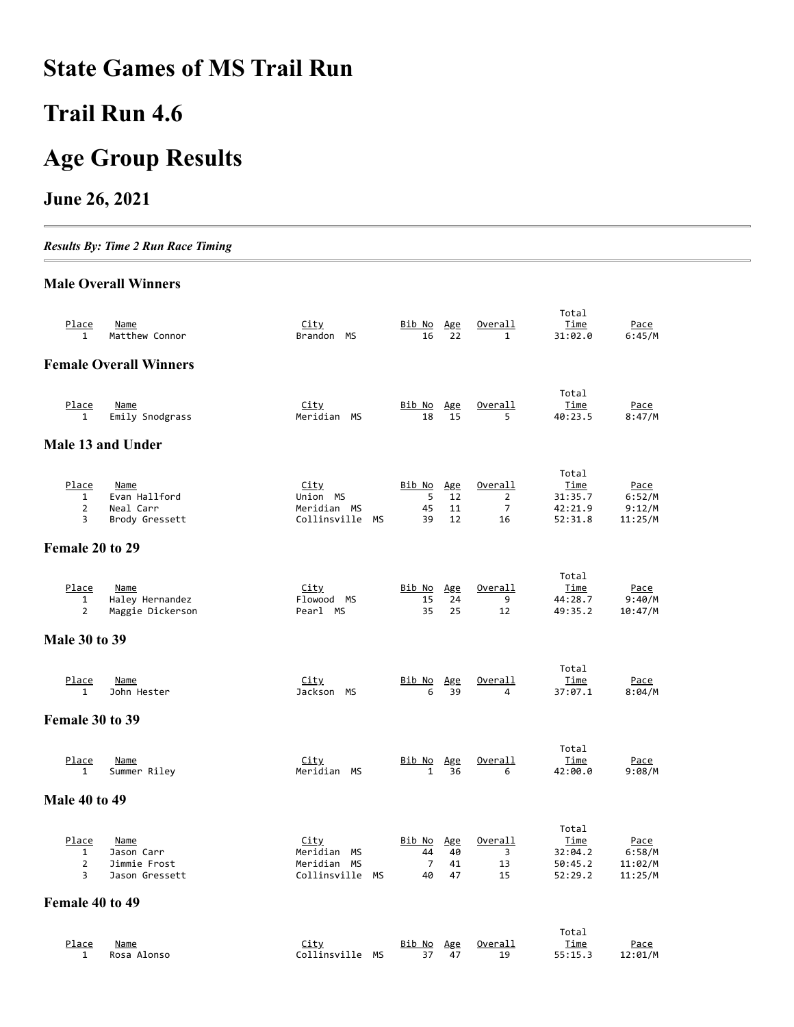# State Games of MS Trail Run

# Trail Run 4.6

# Age Group Results

## June 26, 2021

---

*Results By: Time 2 Run Race Timing*

---

### Male Overall Winners

| Place | Name | City | Bib No | Age | Overall | Total Time | Pace |
|---|---|---|---|---|---|---|---|
| 1 | Matthew Connor | Brandon MS | 16 | 22 | 1 | 31:02.0 | 6:45/M |

### Female Overall Winners

| Place | Name | City | Bib No | Age | Overall | Total Time | Pace |
|---|---|---|---|---|---|---|---|
| 1 | Emily Snodgrass | Meridian MS | 18 | 15 | 5 | 40:23.5 | 8:47/M |

### Male 13 and Under

| Place | Name | City | Bib No | Age | Overall | Total Time | Pace |
|---|---|---|---|---|---|---|---|
| 1 | Evan Hallford | Union MS | 5 | 12 | 2 | 31:35.7 | 6:52/M |
| 2 | Neal Carr | Meridian MS | 45 | 11 | 7 | 42:21.9 | 9:12/M |
| 3 | Brody Gressett | Collinsville MS | 39 | 12 | 16 | 52:31.8 | 11:25/M |

### Female 20 to 29

| Place | Name | City | Bib No | Age | Overall | Total Time | Pace |
|---|---|---|---|---|---|---|---|
| 1 | Haley Hernandez | Flowood MS | 15 | 24 | 9 | 44:28.7 | 9:40/M |
| 2 | Maggie Dickerson | Pearl MS | 35 | 25 | 12 | 49:35.2 | 10:47/M |

### Male 30 to 39

| Place | Name | City | Bib No | Age | Overall | Total Time | Pace |
|---|---|---|---|---|---|---|---|
| 1 | John Hester | Jackson MS | 6 | 39 | 4 | 37:07.1 | 8:04/M |

### Female 30 to 39

| Place | Name | City | Bib No | Age | Overall | Total Time | Pace |
|---|---|---|---|---|---|---|---|
| 1 | Summer Riley | Meridian MS | 1 | 36 | 6 | 42:00.0 | 9:08/M |

### Male 40 to 49

| Place | Name | City | Bib No | Age | Overall | Total Time | Pace |
|---|---|---|---|---|---|---|---|
| 1 | Jason Carr | Meridian MS | 44 | 40 | 3 | 32:04.2 | 6:58/M |
| 2 | Jimmie Frost | Meridian MS | 7 | 41 | 13 | 50:45.2 | 11:02/M |
| 3 | Jason Gressett | Collinsville MS | 40 | 47 | 15 | 52:29.2 | 11:25/M |

### Female 40 to 49

| Place | Name | City | Bib No | Age | Overall | Total Time | Pace |
|---|---|---|---|---|---|---|---|
| 1 | Rosa Alonso | Collinsville MS | 37 | 47 | 19 | 55:15.3 | 12:01/M |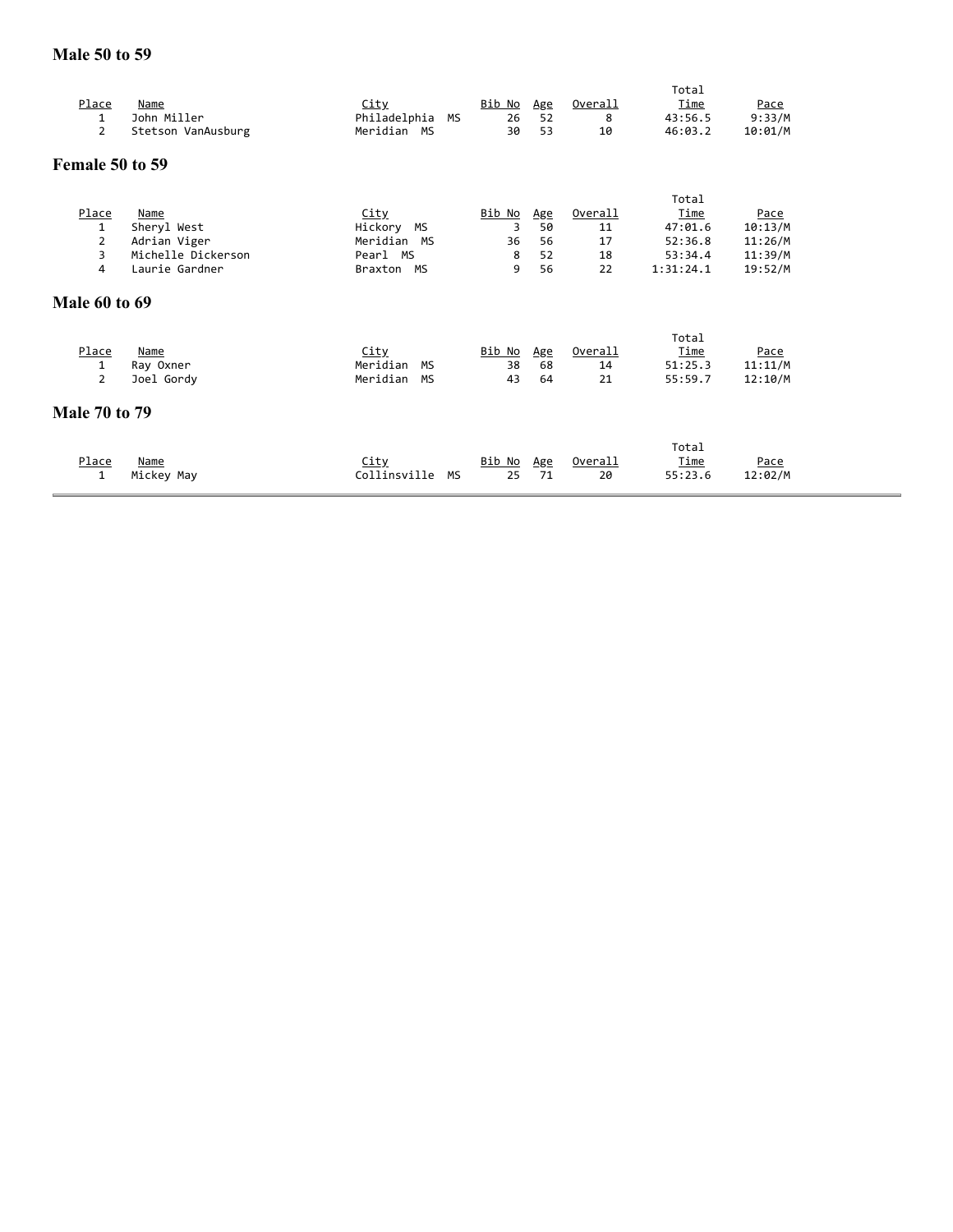## Male 50 to 59

| Place | Name | City | Bib No | Age | Overall | Total Time | Pace |
|---|---|---|---|---|---|---|---|
| 1 | John Miller | Philadelphia MS | 26 | 52 | 8 | 43:56.5 | 9:33/M |
| 2 | Stetson VanAusburg | Meridian MS | 30 | 53 | 10 | 46:03.2 | 10:01/M |

## Female 50 to 59

| Place | Name | City | Bib No | Age | Overall | Total Time | Pace |
|---|---|---|---|---|---|---|---|
| 1 | Sheryl West | Hickory MS | 3 | 50 | 11 | 47:01.6 | 10:13/M |
| 2 | Adrian Viger | Meridian MS | 36 | 56 | 17 | 52:36.8 | 11:26/M |
| 3 | Michelle Dickerson | Pearl MS | 8 | 52 | 18 | 53:34.4 | 11:39/M |
| 4 | Laurie Gardner | Braxton MS | 9 | 56 | 22 | 1:31:24.1 | 19:52/M |

## Male 60 to 69

| Place | Name | City | Bib No | Age | Overall | Total Time | Pace |
|---|---|---|---|---|---|---|---|
| 1 | Ray Oxner | Meridian MS | 38 | 68 | 14 | 51:25.3 | 11:11/M |
| 2 | Joel Gordy | Meridian MS | 43 | 64 | 21 | 55:59.7 | 12:10/M |

## Male 70 to 79

| Place | Name | City | Bib No | Age | Overall | Total Time | Pace |
|---|---|---|---|---|---|---|---|
| 1 | Mickey May | Collinsville MS | 25 | 71 | 20 | 55:23.6 | 12:02/M |